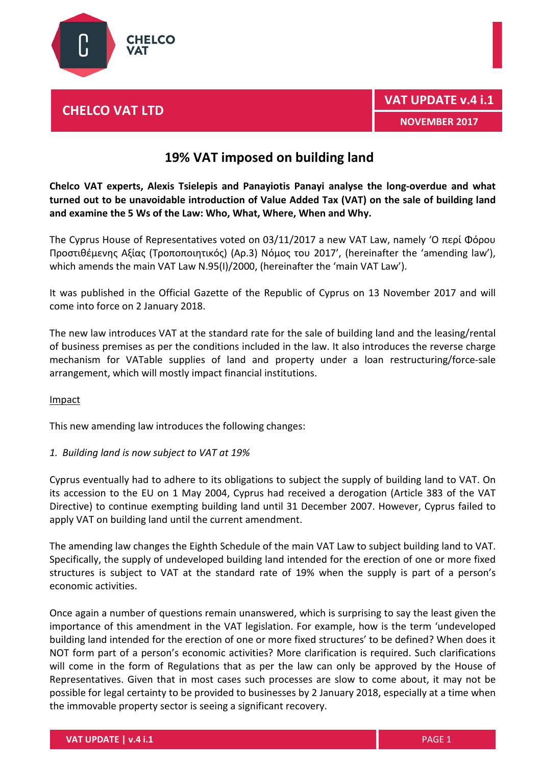CHELCO VAT

# CHELCO VAT LTD

**VAT UPDATE v.4 i.1**

**NOVEMBER 2017**

## 19% VAT imposed on building land

**Chelco VAT experts, Alexis Tsielepis and Panayiotis Panayi analyse the long-overdue and what turned out to be unavoidable introduction of Value Added Tax (VAT) on the sale of building land and examine the 5 Ws of the Law: Who, What, Where, When and Why.**

The Cyprus House of Representatives voted on 03/11/2017 a new VAT Law, namely 'Ο περί Φόρου Προστιθέμενης Αξίας (Τροποποιητικός) (Αρ.3) Νόμος του 2017', (hereinafter the 'amending law'), which amends the main VAT Law N.95(I)/2000, (hereinafter the 'main VAT Law').

It was published in the Official Gazette of the Republic of Cyprus on 13 November 2017 and will come into force on 2 January 2018.

The new law introduces VAT at the standard rate for the sale of building land and the leasing/rental of business premises as per the conditions included in the law. It also introduces the reverse charge mechanism for VATable supplies of land and property under a loan restructuring/force-sale arrangement, which will mostly impact financial institutions.

Impact

This new amending law introduces the following changes:

*1. Building land is now subject to VAT at 19%*

Cyprus eventually had to adhere to its obligations to subject the supply of building land to VAT. On its accession to the EU on 1 May 2004, Cyprus had received a derogation (Article 383 of the VAT Directive) to continue exempting building land until 31 December 2007. However, Cyprus failed to apply VAT on building land until the current amendment.

The amending law changes the Eighth Schedule of the main VAT Law to subject building land to VAT. Specifically, the supply of undeveloped building land intended for the erection of one or more fixed structures is subject to VAT at the standard rate of 19% when the supply is part of a person's economic activities.

Once again a number of questions remain unanswered, which is surprising to say the least given the importance of this amendment in the VAT legislation. For example, how is the term 'undeveloped building land intended for the erection of one or more fixed structures' to be defined? When does it NOT form part of a person's economic activities? More clarification is required. Such clarifications will come in the form of Regulations that as per the law can only be approved by the House of Representatives. Given that in most cases such processes are slow to come about, it may not be possible for legal certainty to be provided to businesses by 2 January 2018, especially at a time when the immovable property sector is seeing a significant recovery.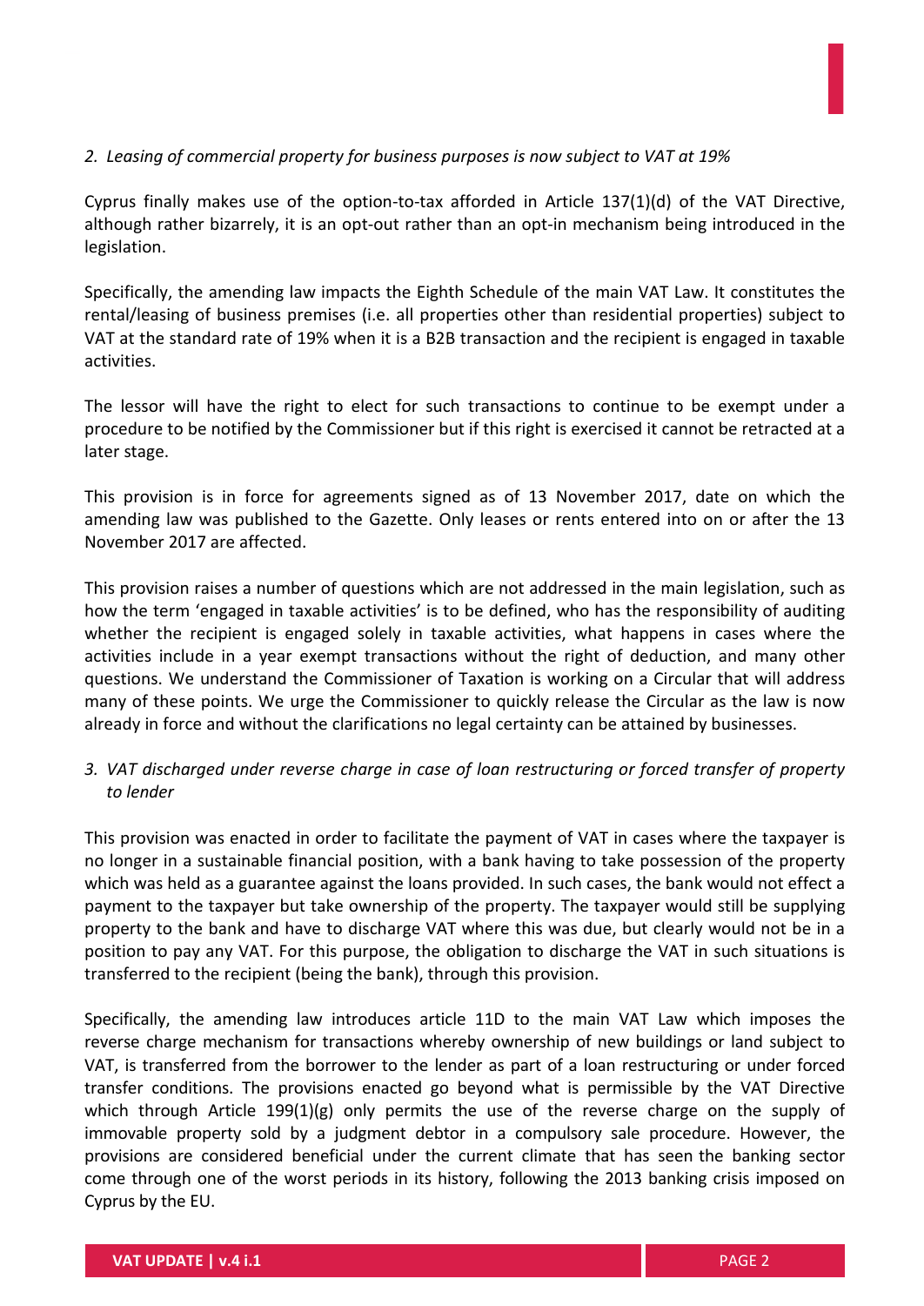*2. Leasing of commercial property for business purposes is now subject to VAT at 19%*

Cyprus finally makes use of the option-to-tax afforded in Article 137(1)(d) of the VAT Directive, although rather bizarrely, it is an opt-out rather than an opt-in mechanism being introduced in the legislation.

Specifically, the amending law impacts the Eighth Schedule of the main VAT Law. It constitutes the rental/leasing of business premises (i.e. all properties other than residential properties) subject to VAT at the standard rate of 19% when it is a B2B transaction and the recipient is engaged in taxable activities.

The lessor will have the right to elect for such transactions to continue to be exempt under a procedure to be notified by the Commissioner but if this right is exercised it cannot be retracted at a later stage.

This provision is in force for agreements signed as of 13 November 2017, date on which the amending law was published to the Gazette. Only leases or rents entered into on or after the 13 November 2017 are affected.

This provision raises a number of questions which are not addressed in the main legislation, such as how the term 'engaged in taxable activities' is to be defined, who has the responsibility of auditing whether the recipient is engaged solely in taxable activities, what happens in cases where the activities include in a year exempt transactions without the right of deduction, and many other questions. We understand the Commissioner of Taxation is working on a Circular that will address many of these points. We urge the Commissioner to quickly release the Circular as the law is now already in force and without the clarifications no legal certainty can be attained by businesses.

*3. VAT discharged under reverse charge in case of loan restructuring or forced transfer of property to lender*

This provision was enacted in order to facilitate the payment of VAT in cases where the taxpayer is no longer in a sustainable financial position, with a bank having to take possession of the property which was held as a guarantee against the loans provided. In such cases, the bank would not effect a payment to the taxpayer but take ownership of the property. The taxpayer would still be supplying property to the bank and have to discharge VAT where this was due, but clearly would not be in a position to pay any VAT. For this purpose, the obligation to discharge the VAT in such situations is transferred to the recipient (being the bank), through this provision.

Specifically, the amending law introduces article 11D to the main VAT Law which imposes the reverse charge mechanism for transactions whereby ownership of new buildings or land subject to VAT, is transferred from the borrower to the lender as part of a loan restructuring or under forced transfer conditions. The provisions enacted go beyond what is permissible by the VAT Directive which through Article 199(1)(g) only permits the use of the reverse charge on the supply of immovable property sold by a judgment debtor in a compulsory sale procedure. However, the provisions are considered beneficial under the current climate that has seen the banking sector come through one of the worst periods in its history, following the 2013 banking crisis imposed on Cyprus by the EU.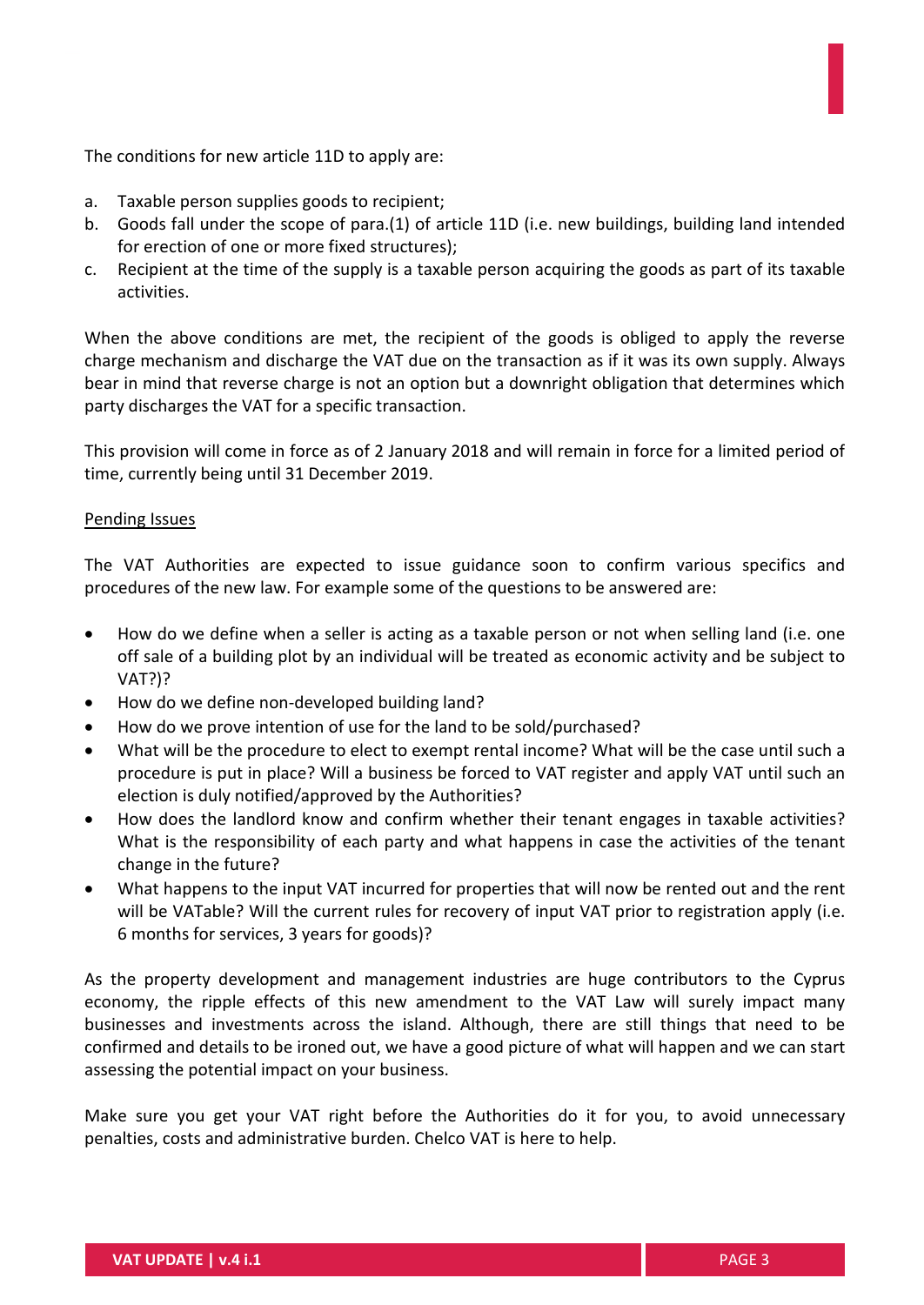The conditions for new article 11D to apply are:

a. Taxable person supplies goods to recipient;
b. Goods fall under the scope of para.(1) of article 11D (i.e. new buildings, building land intended for erection of one or more fixed structures);
c. Recipient at the time of the supply is a taxable person acquiring the goods as part of its taxable activities.

When the above conditions are met, the recipient of the goods is obliged to apply the reverse charge mechanism and discharge the VAT due on the transaction as if it was its own supply. Always bear in mind that reverse charge is not an option but a downright obligation that determines which party discharges the VAT for a specific transaction.

This provision will come in force as of 2 January 2018 and will remain in force for a limited period of time, currently being until 31 December 2019.

<u>Pending Issues</u>

The VAT Authorities are expected to issue guidance soon to confirm various specifics and procedures of the new law. For example some of the questions to be answered are:

- How do we define when a seller is acting as a taxable person or not when selling land (i.e. one off sale of a building plot by an individual will be treated as economic activity and be subject to VAT?)?
- How do we define non-developed building land?
- How do we prove intention of use for the land to be sold/purchased?
- What will be the procedure to elect to exempt rental income? What will be the case until such a procedure is put in place? Will a business be forced to VAT register and apply VAT until such an election is duly notified/approved by the Authorities?
- How does the landlord know and confirm whether their tenant engages in taxable activities? What is the responsibility of each party and what happens in case the activities of the tenant change in the future?
- What happens to the input VAT incurred for properties that will now be rented out and the rent will be VATable? Will the current rules for recovery of input VAT prior to registration apply (i.e. 6 months for services, 3 years for goods)?

As the property development and management industries are huge contributors to the Cyprus economy, the ripple effects of this new amendment to the VAT Law will surely impact many businesses and investments across the island. Although, there are still things that need to be confirmed and details to be ironed out, we have a good picture of what will happen and we can start assessing the potential impact on your business.

Make sure you get your VAT right before the Authorities do it for you, to avoid unnecessary penalties, costs and administrative burden. Chelco VAT is here to help.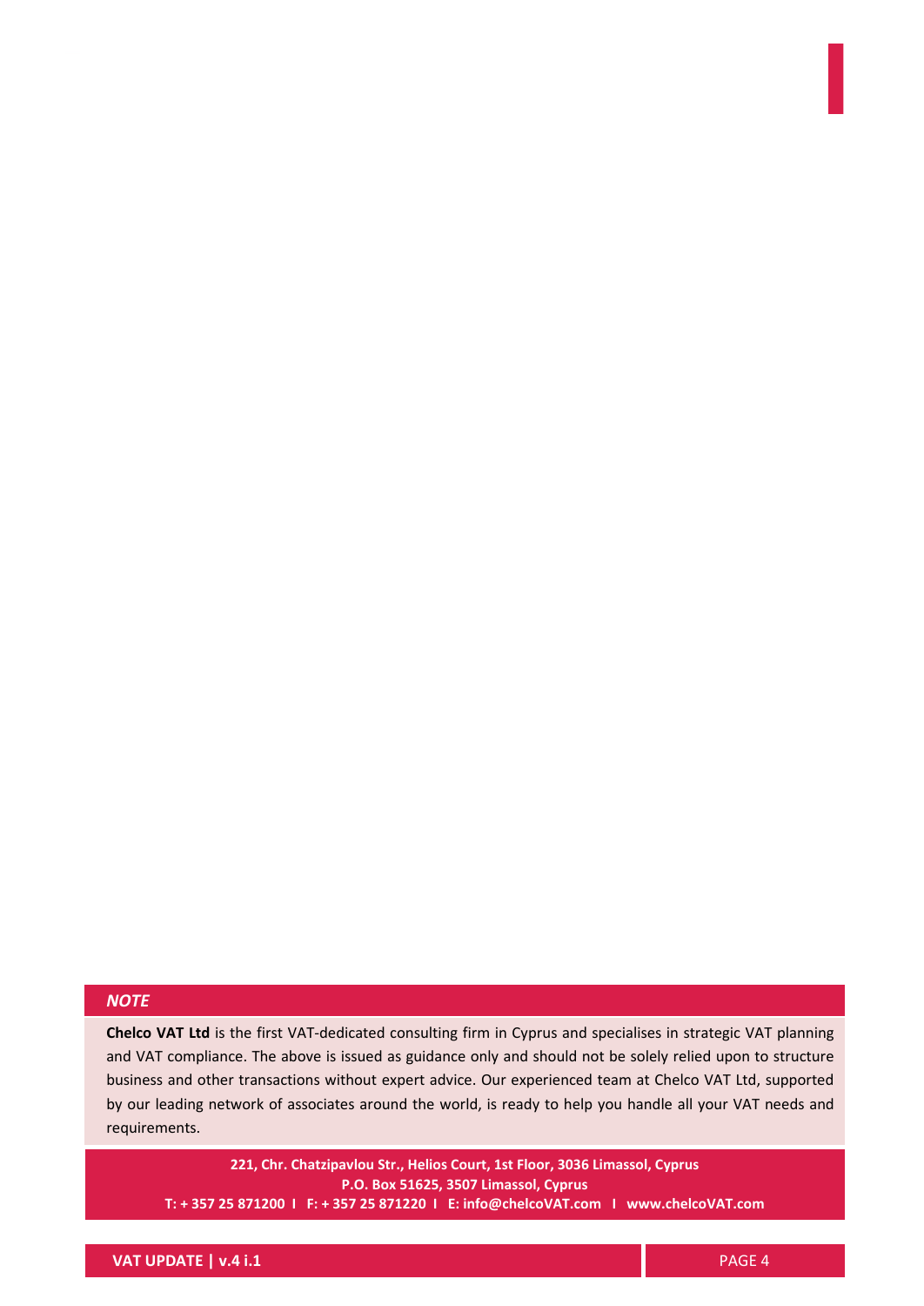***NOTE***

**Chelco VAT Ltd** is the first VAT-dedicated consulting firm in Cyprus and specialises in strategic VAT planning and VAT compliance. The above is issued as guidance only and should not be solely relied upon to structure business and other transactions without expert advice. Our experienced team at Chelco VAT Ltd, supported by our leading network of associates around the world, is ready to help you handle all your VAT needs and requirements.

**221, Chr. Chatzipavlou Str., Helios Court, 1st Floor, 3036 Limassol, Cyprus**
**P.O. Box 51625, 3507 Limassol, Cyprus**
**T: + 357 25 871200 I F: + 357 25 871220 I E: info@chelcoVAT.com I www.chelcoVAT.com**